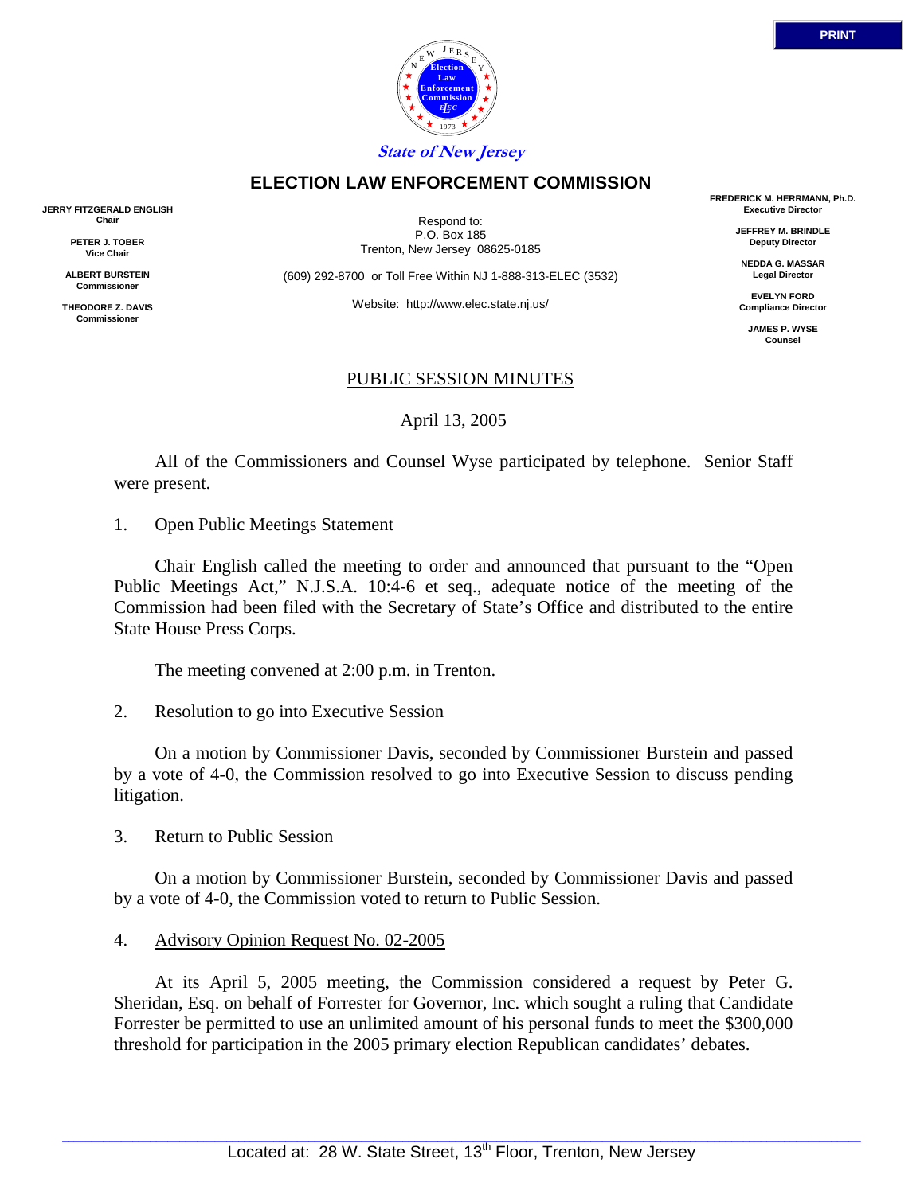State of New Jersey

# ELECTION LAW ENFORCEMENT COMMISSION

**JERRY FITZGERALD ENGLISH**
**Chair**

**PETER J. TOBER**
**Vice Chair**

**ALBERT BURSTEIN**
**Commissioner**

**THEODORE Z. DAVIS**
**Commissioner**

Respond to:
P.O. Box 185
Trenton, New Jersey 08625-0185

(609) 292-8700 or Toll Free Within NJ 1-888-313-ELEC (3532)

Website: http://www.elec.state.nj.us/

**FREDERICK M. HERRMANN, Ph.D.**
**Executive Director**

**JEFFREY M. BRINDLE**
**Deputy Director**

**NEDDA G. MASSAR**
**Legal Director**

**EVELYN FORD**
**Compliance Director**

**JAMES P. WYSE**
**Counsel**

## PUBLIC SESSION MINUTES

April 13, 2005

All of the Commissioners and Counsel Wyse participated by telephone. Senior Staff were present.

1. Open Public Meetings Statement

Chair English called the meeting to order and announced that pursuant to the "Open Public Meetings Act," N.J.S.A. 10:4-6 et seq., adequate notice of the meeting of the Commission had been filed with the Secretary of State's Office and distributed to the entire State House Press Corps.

The meeting convened at 2:00 p.m. in Trenton.

2. Resolution to go into Executive Session

On a motion by Commissioner Davis, seconded by Commissioner Burstein and passed by a vote of 4-0, the Commission resolved to go into Executive Session to discuss pending litigation.

3. Return to Public Session

On a motion by Commissioner Burstein, seconded by Commissioner Davis and passed by a vote of 4-0, the Commission voted to return to Public Session.

4. Advisory Opinion Request No. 02-2005

At its April 5, 2005 meeting, the Commission considered a request by Peter G. Sheridan, Esq. on behalf of Forrester for Governor, Inc. which sought a ruling that Candidate Forrester be permitted to use an unlimited amount of his personal funds to meet the $300,000 threshold for participation in the 2005 primary election Republican candidates' debates.

Located at: 28 W. State Street, 13th Floor, Trenton, New Jersey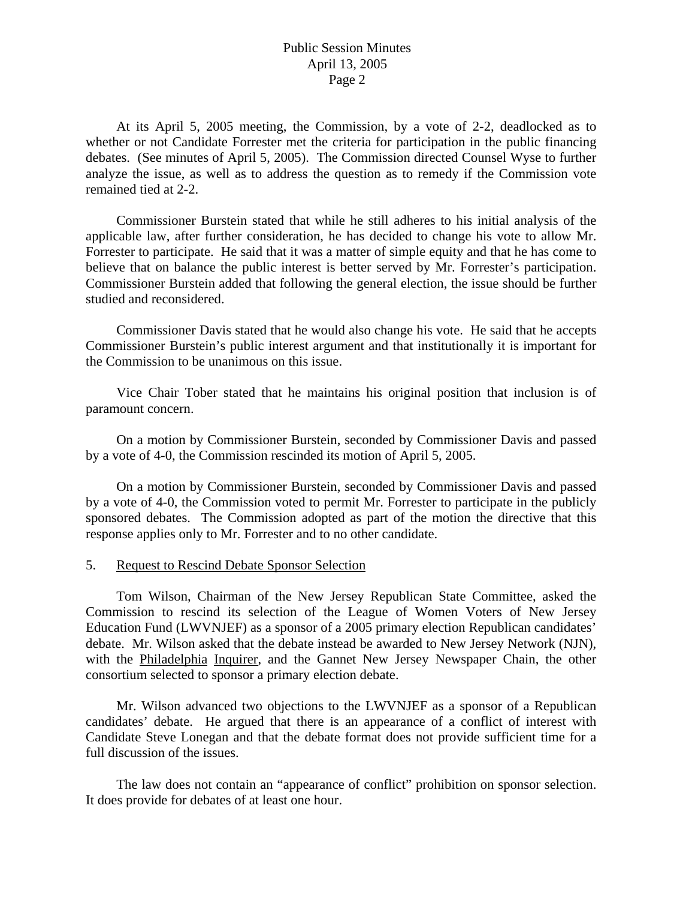At its April 5, 2005 meeting, the Commission, by a vote of 2-2, deadlocked as to whether or not Candidate Forrester met the criteria for participation in the public financing debates. (See minutes of April 5, 2005). The Commission directed Counsel Wyse to further analyze the issue, as well as to address the question as to remedy if the Commission vote remained tied at 2-2.

Commissioner Burstein stated that while he still adheres to his initial analysis of the applicable law, after further consideration, he has decided to change his vote to allow Mr. Forrester to participate. He said that it was a matter of simple equity and that he has come to believe that on balance the public interest is better served by Mr. Forrester's participation. Commissioner Burstein added that following the general election, the issue should be further studied and reconsidered.

Commissioner Davis stated that he would also change his vote. He said that he accepts Commissioner Burstein's public interest argument and that institutionally it is important for the Commission to be unanimous on this issue.

Vice Chair Tober stated that he maintains his original position that inclusion is of paramount concern.

On a motion by Commissioner Burstein, seconded by Commissioner Davis and passed by a vote of 4-0, the Commission rescinded its motion of April 5, 2005.

On a motion by Commissioner Burstein, seconded by Commissioner Davis and passed by a vote of 4-0, the Commission voted to permit Mr. Forrester to participate in the publicly sponsored debates. The Commission adopted as part of the motion the directive that this response applies only to Mr. Forrester and to no other candidate.

5. Request to Rescind Debate Sponsor Selection

Tom Wilson, Chairman of the New Jersey Republican State Committee, asked the Commission to rescind its selection of the League of Women Voters of New Jersey Education Fund (LWVNJEF) as a sponsor of a 2005 primary election Republican candidates' debate. Mr. Wilson asked that the debate instead be awarded to New Jersey Network (NJN), with the Philadelphia Inquirer, and the Gannet New Jersey Newspaper Chain, the other consortium selected to sponsor a primary election debate.

Mr. Wilson advanced two objections to the LWVNJEF as a sponsor of a Republican candidates' debate. He argued that there is an appearance of a conflict of interest with Candidate Steve Lonegan and that the debate format does not provide sufficient time for a full discussion of the issues.

The law does not contain an "appearance of conflict" prohibition on sponsor selection. It does provide for debates of at least one hour.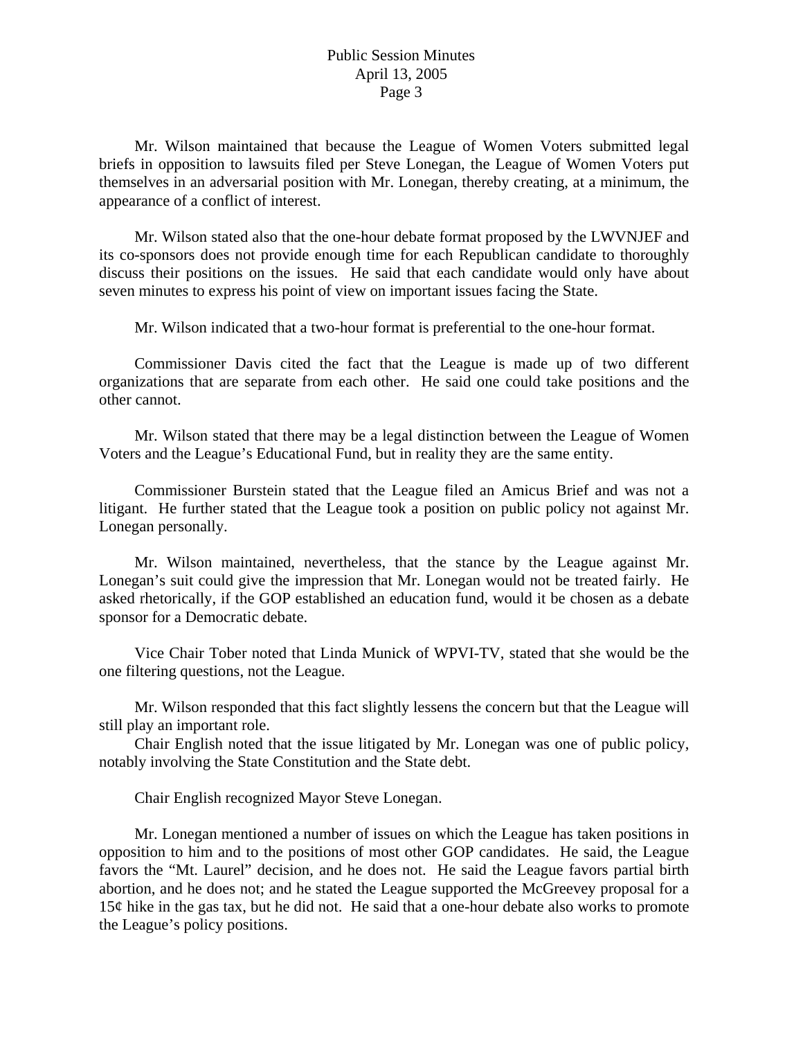Mr. Wilson maintained that because the League of Women Voters submitted legal briefs in opposition to lawsuits filed per Steve Lonegan, the League of Women Voters put themselves in an adversarial position with Mr. Lonegan, thereby creating, at a minimum, the appearance of a conflict of interest.

Mr. Wilson stated also that the one-hour debate format proposed by the LWVNJEF and its co-sponsors does not provide enough time for each Republican candidate to thoroughly discuss their positions on the issues. He said that each candidate would only have about seven minutes to express his point of view on important issues facing the State.

Mr. Wilson indicated that a two-hour format is preferential to the one-hour format.

Commissioner Davis cited the fact that the League is made up of two different organizations that are separate from each other. He said one could take positions and the other cannot.

Mr. Wilson stated that there may be a legal distinction between the League of Women Voters and the League's Educational Fund, but in reality they are the same entity.

Commissioner Burstein stated that the League filed an Amicus Brief and was not a litigant. He further stated that the League took a position on public policy not against Mr. Lonegan personally.

Mr. Wilson maintained, nevertheless, that the stance by the League against Mr. Lonegan's suit could give the impression that Mr. Lonegan would not be treated fairly. He asked rhetorically, if the GOP established an education fund, would it be chosen as a debate sponsor for a Democratic debate.

Vice Chair Tober noted that Linda Munick of WPVI-TV, stated that she would be the one filtering questions, not the League.

Mr. Wilson responded that this fact slightly lessens the concern but that the League will still play an important role.

Chair English noted that the issue litigated by Mr. Lonegan was one of public policy, notably involving the State Constitution and the State debt.

Chair English recognized Mayor Steve Lonegan.

Mr. Lonegan mentioned a number of issues on which the League has taken positions in opposition to him and to the positions of most other GOP candidates. He said, the League favors the "Mt. Laurel" decision, and he does not. He said the League favors partial birth abortion, and he does not; and he stated the League supported the McGreevey proposal for a 15¢ hike in the gas tax, but he did not. He said that a one-hour debate also works to promote the League's policy positions.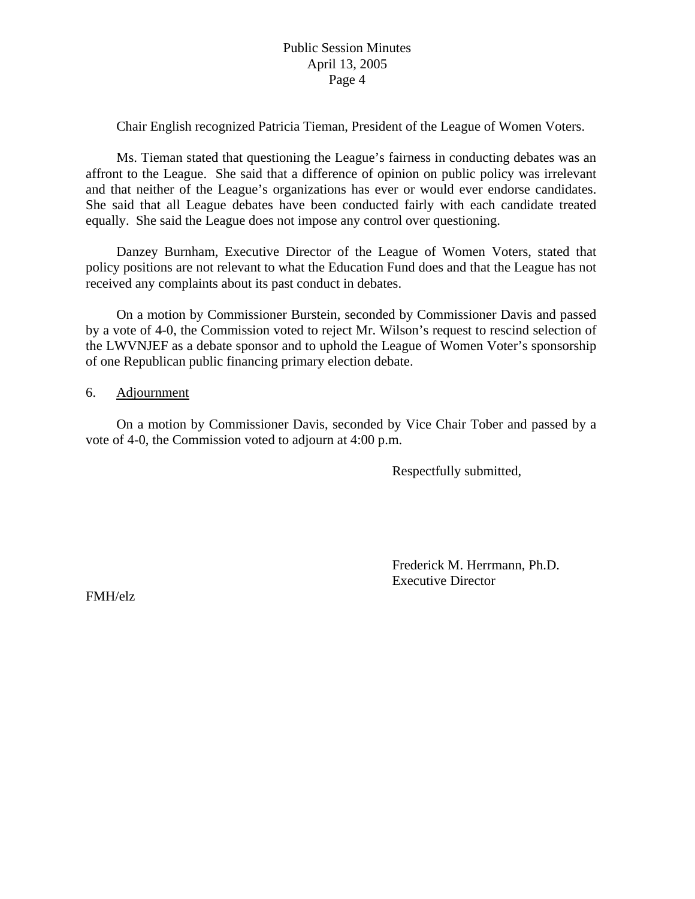Chair English recognized Patricia Tieman, President of the League of Women Voters.

Ms. Tieman stated that questioning the League's fairness in conducting debates was an affront to the League. She said that a difference of opinion on public policy was irrelevant and that neither of the League's organizations has ever or would ever endorse candidates. She said that all League debates have been conducted fairly with each candidate treated equally. She said the League does not impose any control over questioning.

Danzey Burnham, Executive Director of the League of Women Voters, stated that policy positions are not relevant to what the Education Fund does and that the League has not received any complaints about its past conduct in debates.

On a motion by Commissioner Burstein, seconded by Commissioner Davis and passed by a vote of 4-0, the Commission voted to reject Mr. Wilson's request to rescind selection of the LWVNJEF as a debate sponsor and to uphold the League of Women Voter's sponsorship of one Republican public financing primary election debate.

6. Adjournment

On a motion by Commissioner Davis, seconded by Vice Chair Tober and passed by a vote of 4-0, the Commission voted to adjourn at 4:00 p.m.

Respectfully submitted,

Frederick M. Herrmann, Ph.D.
Executive Director

FMH/elz